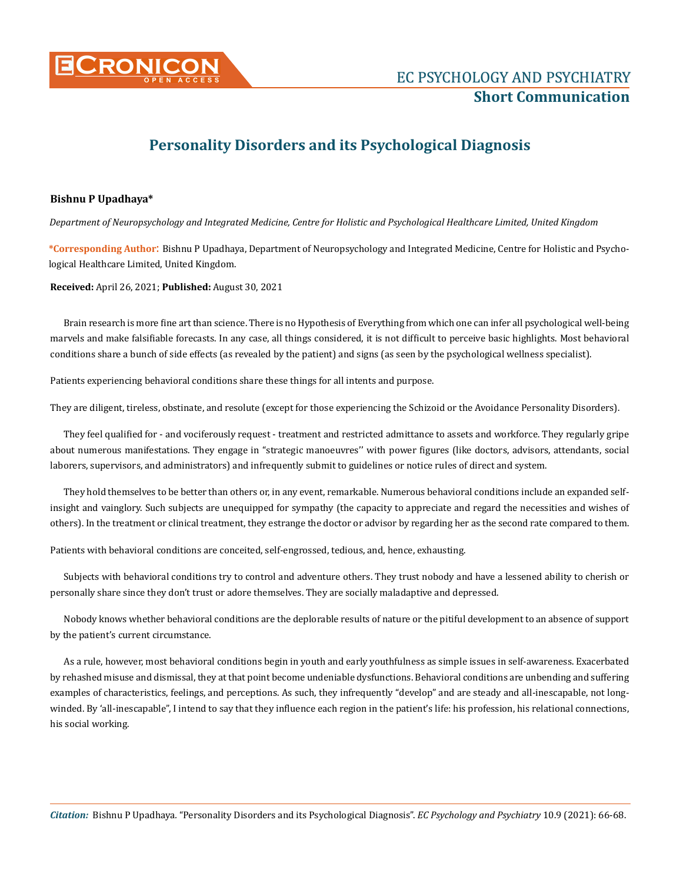# Personality Disorders and its Psychological Diagnosis

**Bishnu P Upadhaya***

*Department of Neuropsychology and Integrated Medicine, Centre for Holistic and Psychological Healthcare Limited, United Kingdom*

**\*Corresponding Author:** Bishnu P Upadhaya, Department of Neuropsychology and Integrated Medicine, Centre for Holistic and Psychological Healthcare Limited, United Kingdom.

**Received:** April 26, 2021; **Published:** August 30, 2021

Brain research is more fine art than science. There is no Hypothesis of Everything from which one can infer all psychological well-being marvels and make falsifiable forecasts. In any case, all things considered, it is not difficult to perceive basic highlights. Most behavioral conditions share a bunch of side effects (as revealed by the patient) and signs (as seen by the psychological wellness specialist).

Patients experiencing behavioral conditions share these things for all intents and purpose.

They are diligent, tireless, obstinate, and resolute (except for those experiencing the Schizoid or the Avoidance Personality Disorders).

They feel qualified for - and vociferously request - treatment and restricted admittance to assets and workforce. They regularly gripe about numerous manifestations. They engage in "strategic manoeuvres'' with power figures (like doctors, advisors, attendants, social laborers, supervisors, and administrators) and infrequently submit to guidelines or notice rules of direct and system.

They hold themselves to be better than others or, in any event, remarkable. Numerous behavioral conditions include an expanded self-insight and vainglory. Such subjects are unequipped for sympathy (the capacity to appreciate and regard the necessities and wishes of others). In the treatment or clinical treatment, they estrange the doctor or advisor by regarding her as the second rate compared to them.

Patients with behavioral conditions are conceited, self-engrossed, tedious, and, hence, exhausting.

Subjects with behavioral conditions try to control and adventure others. They trust nobody and have a lessened ability to cherish or personally share since they don't trust or adore themselves. They are socially maladaptive and depressed.

Nobody knows whether behavioral conditions are the deplorable results of nature or the pitiful development to an absence of support by the patient's current circumstance.

As a rule, however, most behavioral conditions begin in youth and early youthfulness as simple issues in self-awareness. Exacerbated by rehashed misuse and dismissal, they at that point become undeniable dysfunctions. Behavioral conditions are unbending and suffering examples of characteristics, feelings, and perceptions. As such, they infrequently "develop" and are steady and all-inescapable, not long-winded. By 'all-inescapable", I intend to say that they influence each region in the patient's life: his profession, his relational connections, his social working.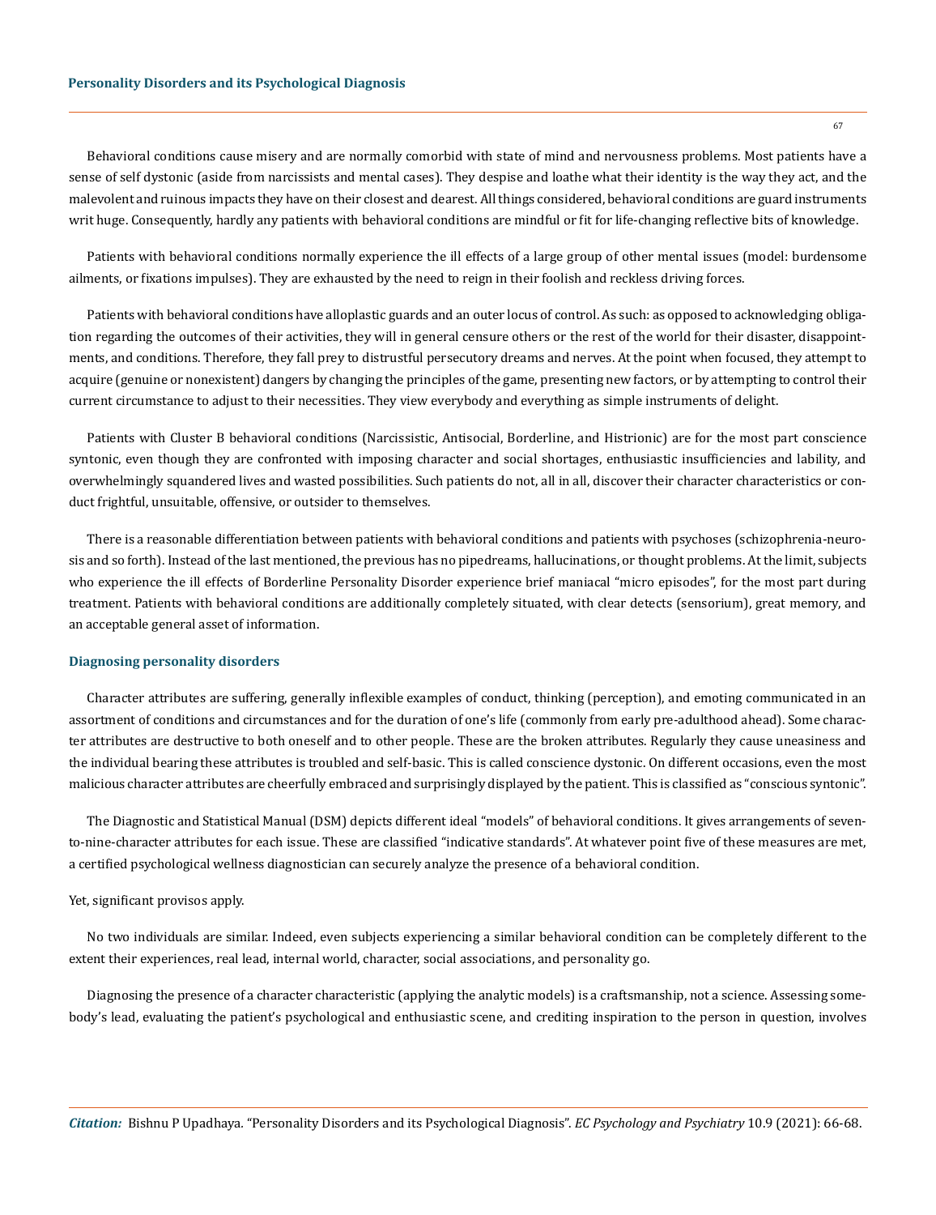Behavioral conditions cause misery and are normally comorbid with state of mind and nervousness problems. Most patients have a sense of self dystonic (aside from narcissists and mental cases). They despise and loathe what their identity is the way they act, and the malevolent and ruinous impacts they have on their closest and dearest. All things considered, behavioral conditions are guard instruments writ huge. Consequently, hardly any patients with behavioral conditions are mindful or fit for life-changing reflective bits of knowledge.

Patients with behavioral conditions normally experience the ill effects of a large group of other mental issues (model: burdensome ailments, or fixations impulses). They are exhausted by the need to reign in their foolish and reckless driving forces.

Patients with behavioral conditions have alloplastic guards and an outer locus of control. As such: as opposed to acknowledging obligation regarding the outcomes of their activities, they will in general censure others or the rest of the world for their disaster, disappointments, and conditions. Therefore, they fall prey to distrustful persecutory dreams and nerves. At the point when focused, they attempt to acquire (genuine or nonexistent) dangers by changing the principles of the game, presenting new factors, or by attempting to control their current circumstance to adjust to their necessities. They view everybody and everything as simple instruments of delight.

Patients with Cluster B behavioral conditions (Narcissistic, Antisocial, Borderline, and Histrionic) are for the most part conscience syntonic, even though they are confronted with imposing character and social shortages, enthusiastic insufficiencies and lability, and overwhelmingly squandered lives and wasted possibilities. Such patients do not, all in all, discover their character characteristics or conduct frightful, unsuitable, offensive, or outsider to themselves.

There is a reasonable differentiation between patients with behavioral conditions and patients with psychoses (schizophrenia-neurosis and so forth). Instead of the last mentioned, the previous has no pipedreams, hallucinations, or thought problems. At the limit, subjects who experience the ill effects of Borderline Personality Disorder experience brief maniacal "micro episodes", for the most part during treatment. Patients with behavioral conditions are additionally completely situated, with clear detects (sensorium), great memory, and an acceptable general asset of information.

### Diagnosing personality disorders

Character attributes are suffering, generally inflexible examples of conduct, thinking (perception), and emoting communicated in an assortment of conditions and circumstances and for the duration of one's life (commonly from early pre-adulthood ahead). Some character attributes are destructive to both oneself and to other people. These are the broken attributes. Regularly they cause uneasiness and the individual bearing these attributes is troubled and self-basic. This is called conscience dystonic. On different occasions, even the most malicious character attributes are cheerfully embraced and surprisingly displayed by the patient. This is classified as "conscious syntonic".

The Diagnostic and Statistical Manual (DSM) depicts different ideal "models" of behavioral conditions. It gives arrangements of seven-to-nine-character attributes for each issue. These are classified "indicative standards". At whatever point five of these measures are met, a certified psychological wellness diagnostician can securely analyze the presence of a behavioral condition.

Yet, significant provisos apply.

No two individuals are similar. Indeed, even subjects experiencing a similar behavioral condition can be completely different to the extent their experiences, real lead, internal world, character, social associations, and personality go.

Diagnosing the presence of a character characteristic (applying the analytic models) is a craftsmanship, not a science. Assessing somebody's lead, evaluating the patient's psychological and enthusiastic scene, and crediting inspiration to the person in question, involves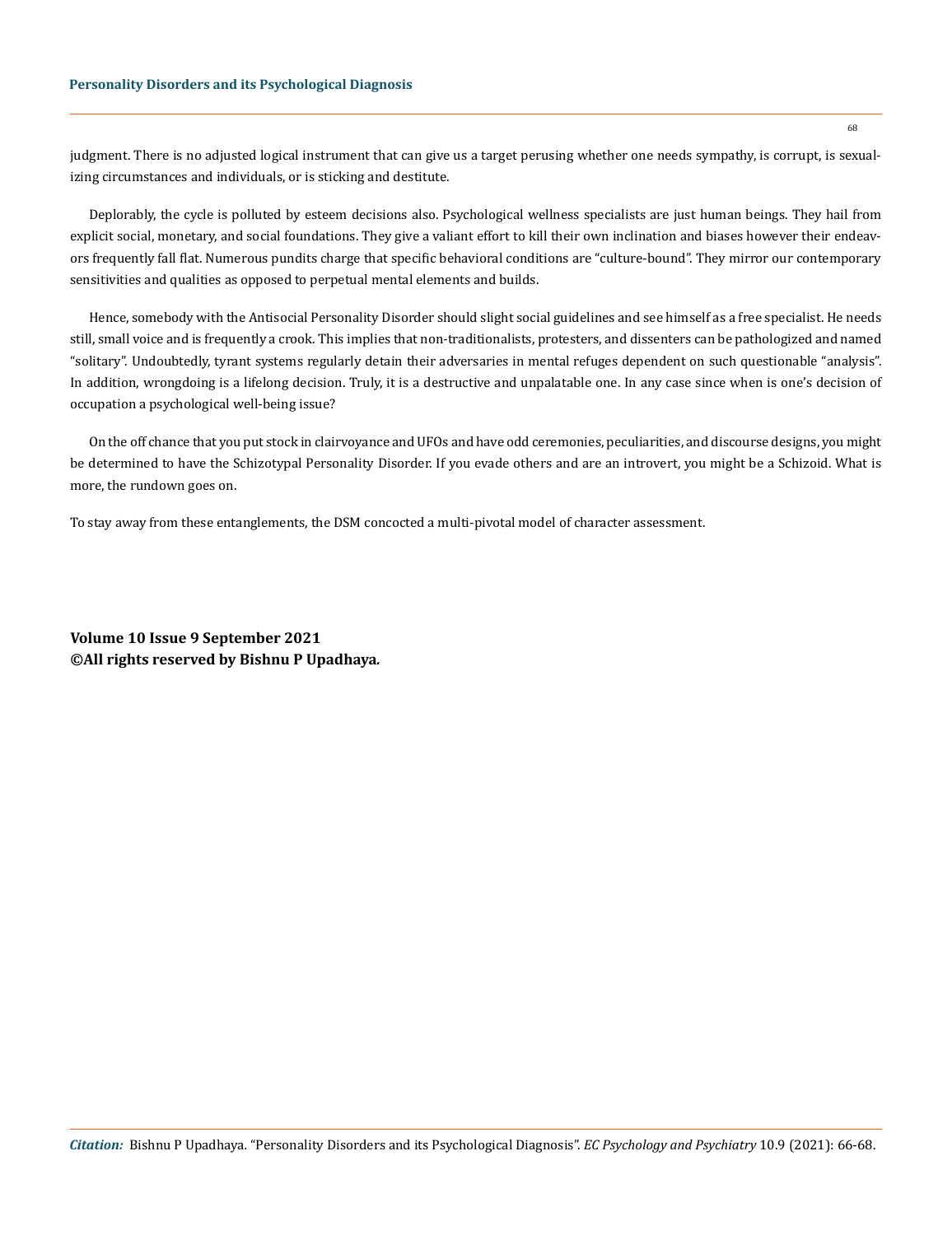judgment. There is no adjusted logical instrument that can give us a target perusing whether one needs sympathy, is corrupt, is sexualizing circumstances and individuals, or is sticking and destitute.

Deplorably, the cycle is polluted by esteem decisions also. Psychological wellness specialists are just human beings. They hail from explicit social, monetary, and social foundations. They give a valiant effort to kill their own inclination and biases however their endeavors frequently fall flat. Numerous pundits charge that specific behavioral conditions are "culture-bound". They mirror our contemporary sensitivities and qualities as opposed to perpetual mental elements and builds.

Hence, somebody with the Antisocial Personality Disorder should slight social guidelines and see himself as a free specialist. He needs still, small voice and is frequently a crook. This implies that non-traditionalists, protesters, and dissenters can be pathologized and named "solitary". Undoubtedly, tyrant systems regularly detain their adversaries in mental refuges dependent on such questionable "analysis". In addition, wrongdoing is a lifelong decision. Truly, it is a destructive and unpalatable one. In any case since when is one's decision of occupation a psychological well-being issue?

On the off chance that you put stock in clairvoyance and UFOs and have odd ceremonies, peculiarities, and discourse designs, you might be determined to have the Schizotypal Personality Disorder. If you evade others and are an introvert, you might be a Schizoid. What is more, the rundown goes on.

To stay away from these entanglements, the DSM concocted a multi-pivotal model of character assessment.

**Volume 10 Issue 9 September 2021**
**©All rights reserved by Bishnu P Upadhaya.**